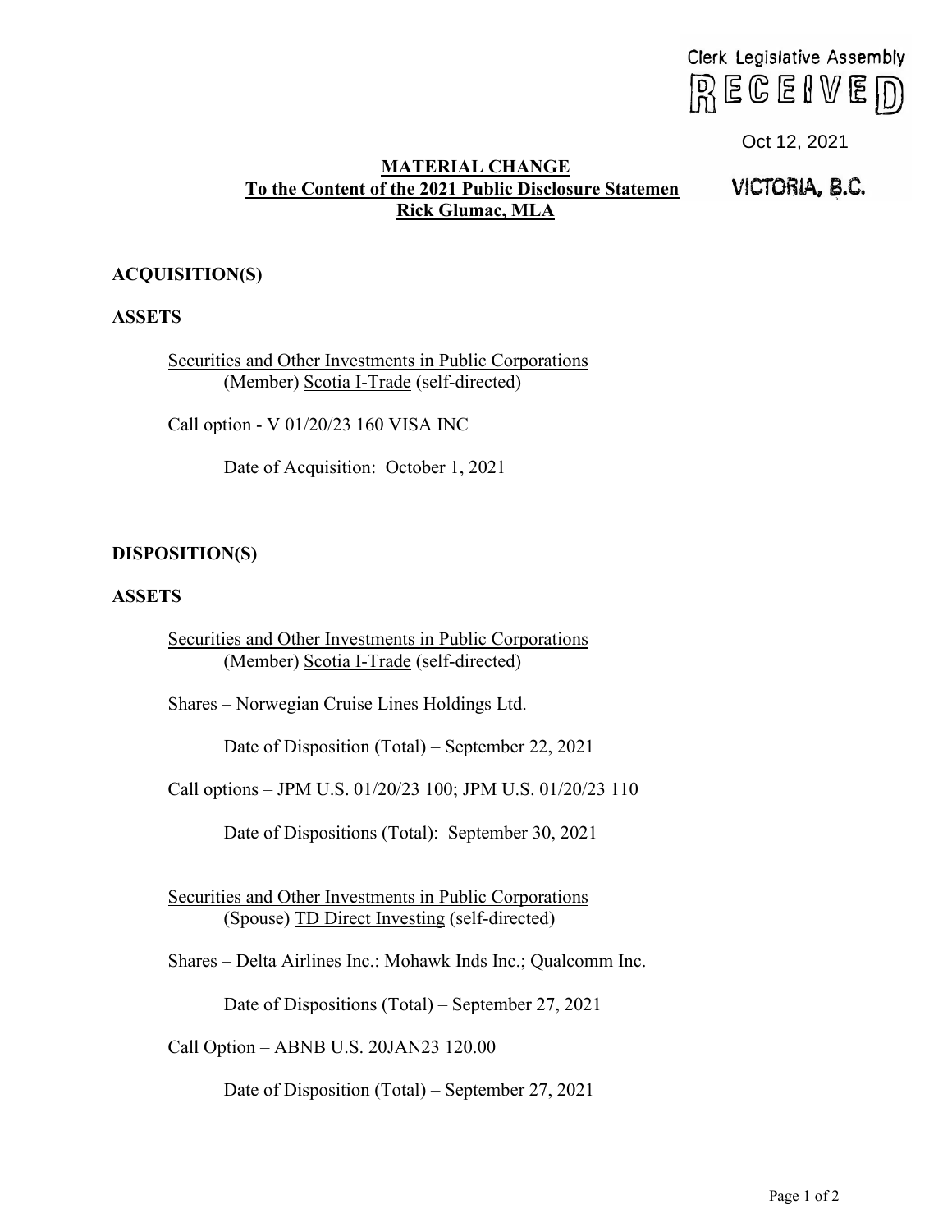Clerk Legislative Assembly
RECEIVED
Oct 12, 2021
VICTORIA, B.C.

**MATERIAL CHANGE**
**To the Content of the 2021 Public Disclosure Statement**
**Rick Glumac, MLA**

**ACQUISITION(S)**

**ASSETS**

Securities and Other Investments in Public Corporations
(Member) Scotia I-Trade (self-directed)

Call option - V 01/20/23 160 VISA INC

Date of Acquisition: October 1, 2021

**DISPOSITION(S)**

**ASSETS**

Securities and Other Investments in Public Corporations
(Member) Scotia I-Trade (self-directed)

Shares – Norwegian Cruise Lines Holdings Ltd.

Date of Disposition (Total) – September 22, 2021

Call options – JPM U.S. 01/20/23 100; JPM U.S. 01/20/23 110

Date of Dispositions (Total): September 30, 2021

Securities and Other Investments in Public Corporations
(Spouse) TD Direct Investing (self-directed)

Shares – Delta Airlines Inc.: Mohawk Inds Inc.; Qualcomm Inc.

Date of Dispositions (Total) – September 27, 2021

Call Option – ABNB U.S. 20JAN23 120.00

Date of Disposition (Total) – September 27, 2021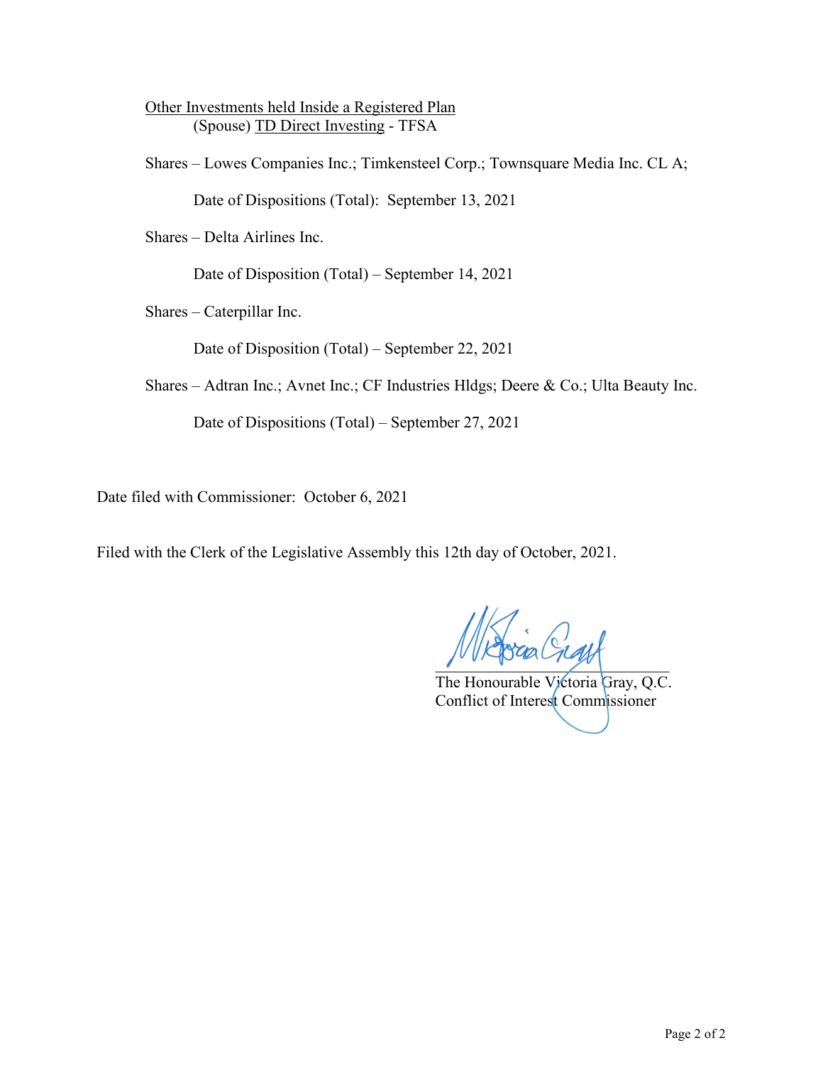<u>Other Investments held Inside a Registered Plan</u>
(Spouse) <u>TD Direct Investing</u> - TFSA

Shares – Lowes Companies Inc.; Timkensteel Corp.; Townsquare Media Inc. CL A;

Date of Dispositions (Total): September 13, 2021

Shares – Delta Airlines Inc.

Date of Disposition (Total) – September 14, 2021

Shares – Caterpillar Inc.

Date of Disposition (Total) – September 22, 2021

Shares – Adtran Inc.; Avnet Inc.; CF Industries Hldgs; Deere & Co.; Ulta Beauty Inc.

Date of Dispositions (Total) – September 27, 2021

Date filed with Commissioner: October 6, 2021

Filed with the Clerk of the Legislative Assembly this 12th day of October, 2021.

The Honourable Victoria Gray, Q.C.
Conflict of Interest Commissioner